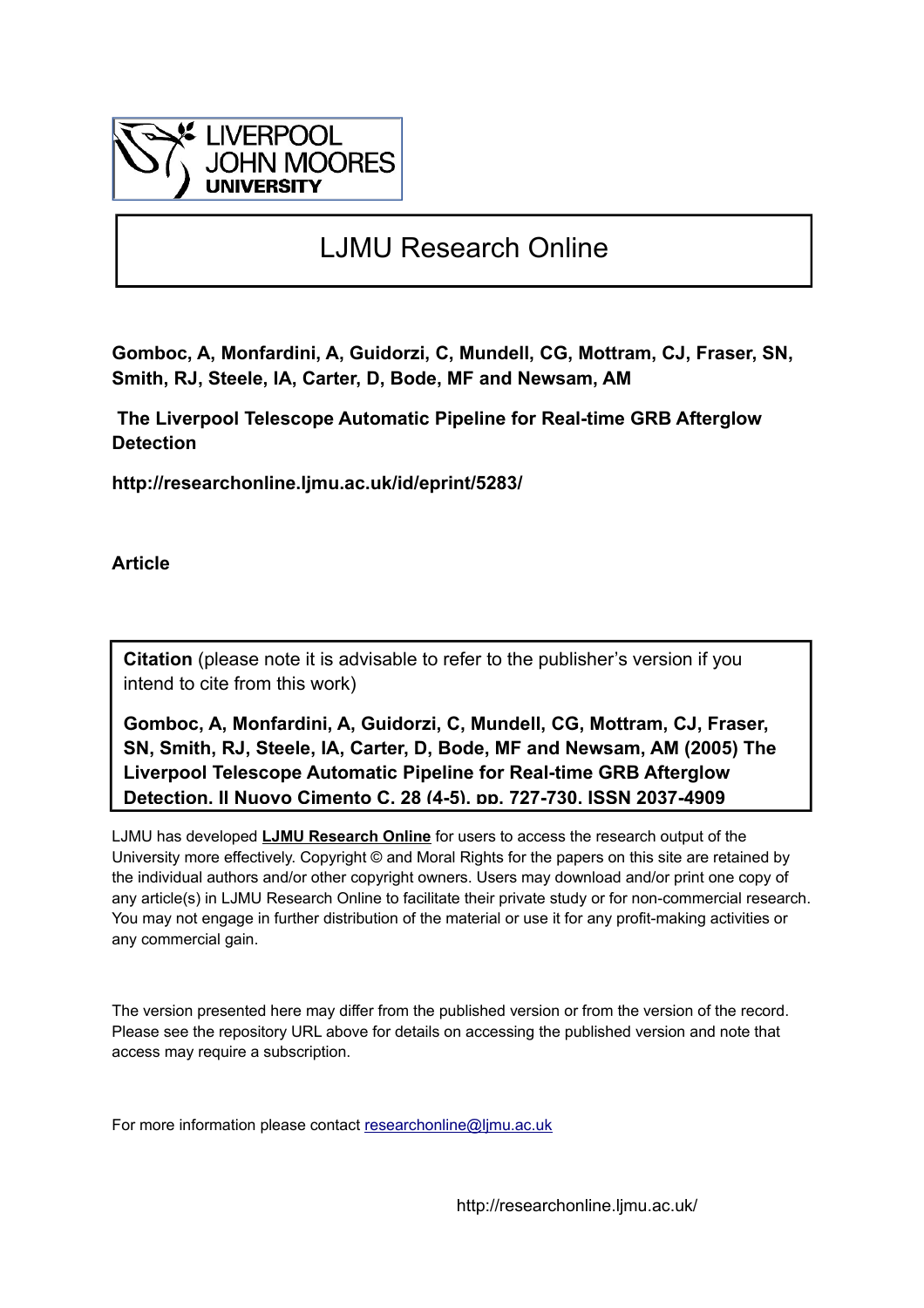LIVERPOOL
JOHN MOORES
UNIVERSITY

# LJMU Research Online

**Gomboc, A, Monfardini, A, Guidorzi, C, Mundell, CG, Mottram, CJ, Fraser, SN, Smith, RJ, Steele, IA, Carter, D, Bode, MF and Newsam, AM**

**The Liverpool Telescope Automatic Pipeline for Real-time GRB Afterglow Detection**

**http://researchonline.ljmu.ac.uk/id/eprint/5283/**

**Article**

**Citation** (please note it is advisable to refer to the publisher's version if you intend to cite from this work)

**Gomboc, A, Monfardini, A, Guidorzi, C, Mundell, CG, Mottram, CJ, Fraser, SN, Smith, RJ, Steele, IA, Carter, D, Bode, MF and Newsam, AM (2005) The Liverpool Telescope Automatic Pipeline for Real-time GRB Afterglow Detection. Il Nuovo Cimento C, 28 (4-5). pp. 727-730. ISSN 2037-4909**

LJMU has developed **LJMU Research Online** for users to access the research output of the University more effectively. Copyright © and Moral Rights for the papers on this site are retained by the individual authors and/or other copyright owners. Users may download and/or print one copy of any article(s) in LJMU Research Online to facilitate their private study or for non-commercial research. You may not engage in further distribution of the material or use it for any profit-making activities or any commercial gain.

The version presented here may differ from the published version or from the version of the record. Please see the repository URL above for details on accessing the published version and note that access may require a subscription.

For more information please contact researchonline@ljmu.ac.uk

http://researchonline.ljmu.ac.uk/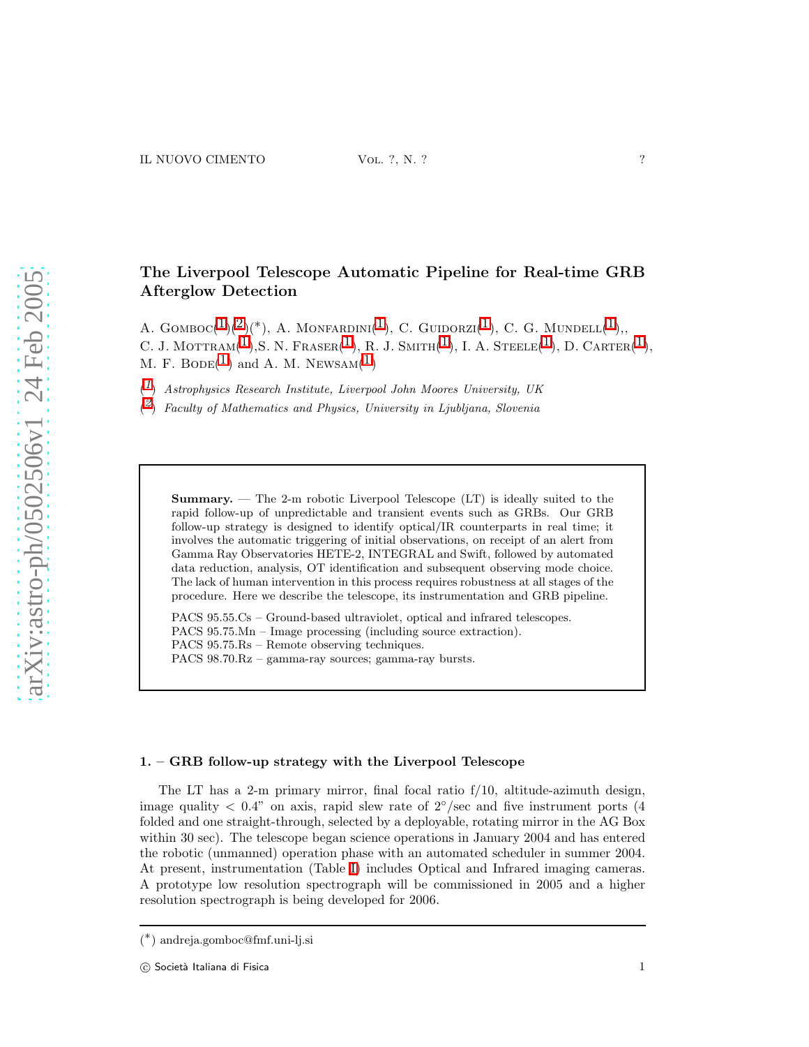# The Liverpool Telescope Automatic Pipeline for Real-time GRB Afterglow Detection

A. Gomboc[1][2](*), A. Monfardini[1], C. Guidorzi[1], C. G. Mundell[1],, C. J. Mottram[1],S. N. Fraser[1], R. J. Smith[1], I. A. Steele[1], D. Carter[1], M. F. Bode[1] and A. M. Newsam[1]

[1] *Astrophysics Research Institute, Liverpool John Moores University, UK*

[2] *Faculty of Mathematics and Physics, University in Ljubljana, Slovenia*

**Summary.** — The 2-m robotic Liverpool Telescope (LT) is ideally suited to the rapid follow-up of unpredictable and transient events such as GRBs. Our GRB follow-up strategy is designed to identify optical/IR counterparts in real time; it involves the automatic triggering of initial observations, on receipt of an alert from Gamma Ray Observatories HETE-2, INTEGRAL and Swift, followed by automated data reduction, analysis, OT identification and subsequent observing mode choice. The lack of human intervention in this process requires robustness at all stages of the procedure. Here we describe the telescope, its instrumentation and GRB pipeline.

PACS 95.55.Cs – Ground-based ultraviolet, optical and infrared telescopes.
PACS 95.75.Mn – Image processing (including source extraction).
PACS 95.75.Rs – Remote observing techniques.
PACS 98.70.Rz – gamma-ray sources; gamma-ray bursts.

## 1. – GRB follow-up strategy with the Liverpool Telescope

The LT has a 2-m primary mirror, final focal ratio f/10, altitude-azimuth design, image quality < 0.4" on axis, rapid slew rate of 2°/sec and five instrument ports (4 folded and one straight-through, selected by a deployable, rotating mirror in the AG Box within 30 sec). The telescope began science operations in January 2004 and has entered the robotic (unmanned) operation phase with an automated scheduler in summer 2004. At present, instrumentation (Table I) includes Optical and Infrared imaging cameras. A prototype low resolution spectrograph will be commissioned in 2005 and a higher resolution spectrograph is being developed for 2006.

(*) andreja.gomboc@fmf.uni-lj.si

© Società Italiana di Fisica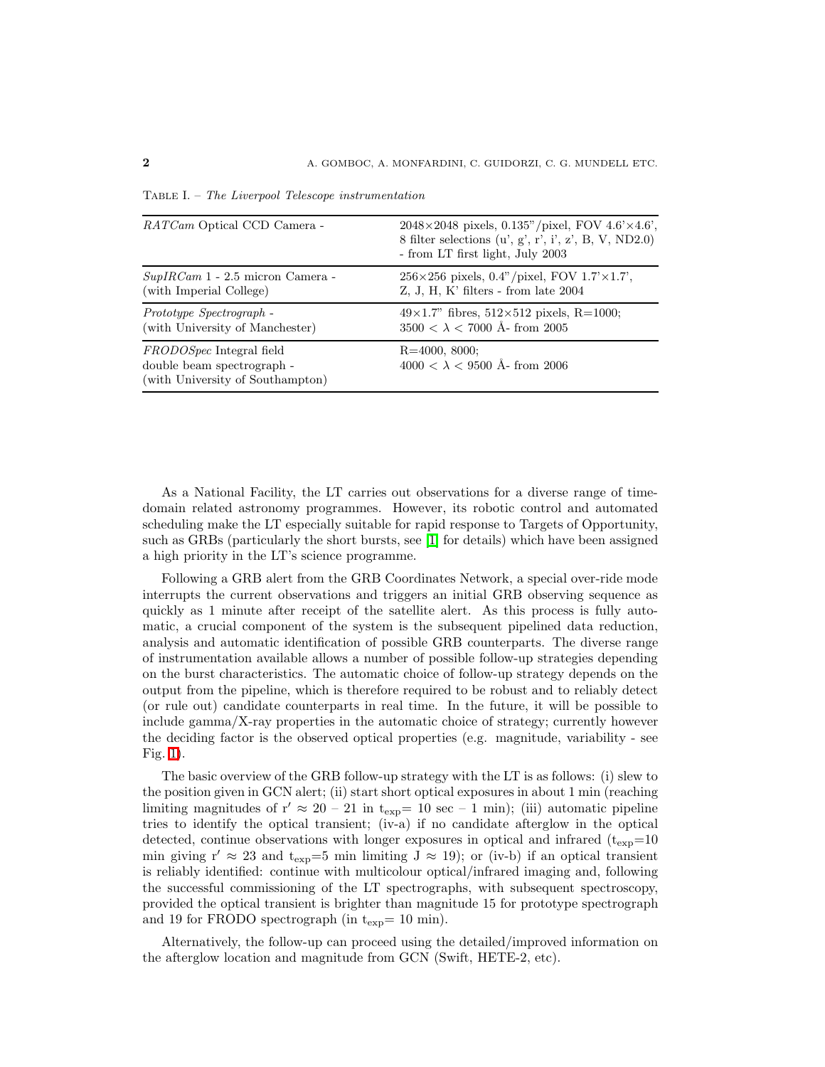Table I. – *The Liverpool Telescope instrumentation*

| | |
|---|---|
| *RATCam* Optical CCD Camera - | 2048×2048 pixels, 0.135"/pixel, FOV 4.6'×4.6', 8 filter selections (u', g', r', i', z', B, V, ND2.0) - from LT first light, July 2003 |
| *SupIRCam* 1 - 2.5 micron Camera - (with Imperial College) | 256×256 pixels, 0.4"/pixel, FOV 1.7'×1.7', Z, J, H, K' filters - from late 2004 |
| *Prototype Spectrograph* - (with University of Manchester) | 49×1.7" fibres, 512×512 pixels, R=1000; $3500 < \lambda < 7000$ Å- from 2005 |
| *FRODOSpec* Integral field double beam spectrograph - (with University of Southampton) | R=4000, 8000; $4000 < \lambda < 9500$ Å- from 2006 |

As a National Facility, the LT carries out observations for a diverse range of time-domain related astronomy programmes. However, its robotic control and automated scheduling make the LT especially suitable for rapid response to Targets of Opportunity, such as GRBs (particularly the short bursts, see [1] for details) which have been assigned a high priority in the LT's science programme.

Following a GRB alert from the GRB Coordinates Network, a special over-ride mode interrupts the current observations and triggers an initial GRB observing sequence as quickly as 1 minute after receipt of the satellite alert. As this process is fully automatic, a crucial component of the system is the subsequent pipelined data reduction, analysis and automatic identification of possible GRB counterparts. The diverse range of instrumentation available allows a number of possible follow-up strategies depending on the burst characteristics. The automatic choice of follow-up strategy depends on the output from the pipeline, which is therefore required to be robust and to reliably detect (or rule out) candidate counterparts in real time. In the future, it will be possible to include gamma/X-ray properties in the automatic choice of strategy; currently however the deciding factor is the observed optical properties (e.g. magnitude, variability - see Fig. 1).

The basic overview of the GRB follow-up strategy with the LT is as follows: (i) slew to the position given in GCN alert; (ii) start short optical exposures in about 1 min (reaching limiting magnitudes of $r' \approx 20 - 21$ in $t_{exp}$= 10 sec – 1 min); (iii) automatic pipeline tries to identify the optical transient; (iv-a) if no candidate afterglow in the optical detected, continue observations with longer exposures in optical and infrared ($t_{exp}$=10 min giving $r' \approx 23$ and $t_{exp}$=5 min limiting $J \approx 19$); or (iv-b) if an optical transient is reliably identified: continue with multicolour optical/infrared imaging and, following the successful commissioning of the LT spectrographs, with subsequent spectroscopy, provided the optical transient is brighter than magnitude 15 for prototype spectrograph and 19 for FRODO spectrograph (in $t_{exp}$= 10 min).

Alternatively, the follow-up can proceed using the detailed/improved information on the afterglow location and magnitude from GCN (Swift, HETE-2, etc).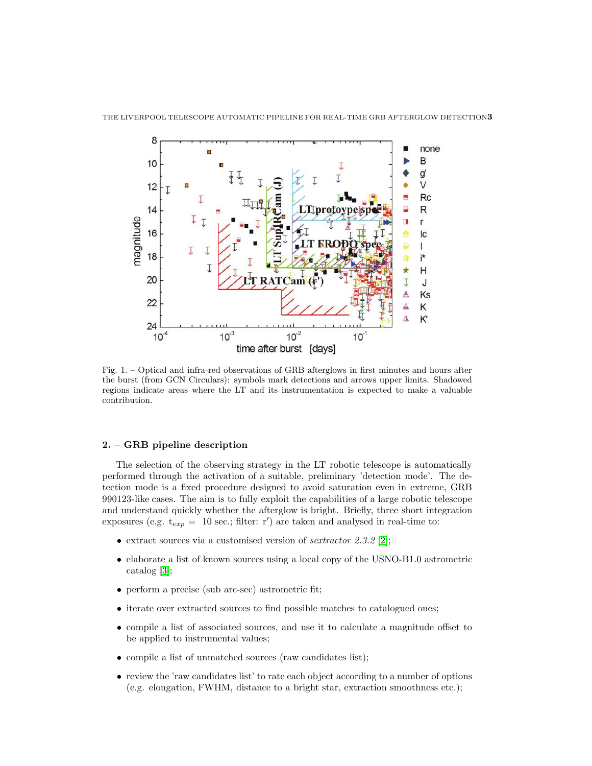Fig. 1. – Optical and infra-red observations of GRB afterglows in first minutes and hours after the burst (from GCN Circulars): symbols mark detections and arrows upper limits. Shadowed regions indicate areas where the LT and its instrumentation is expected to make a valuable contribution.

## 2. – GRB pipeline description

The selection of the observing strategy in the LT robotic telescope is automatically performed through the activation of a suitable, preliminary 'detection mode'. The detection mode is a fixed procedure designed to avoid saturation even in extreme, GRB 990123-like cases. The aim is to fully exploit the capabilities of a large robotic telescope and understand quickly whether the afterglow is bright. Briefly, three short integration exposures (e.g. $t_{exp} =$ 10 sec.; filter: r′) are taken and analysed in real-time to:

- extract sources via a customised version of *sextractor 2.3.2* [2];
- elaborate a list of known sources using a local copy of the USNO-B1.0 astrometric catalog [3];
- perform a precise (sub arc-sec) astrometric fit;
- iterate over extracted sources to find possible matches to catalogued ones;
- compile a list of associated sources, and use it to calculate a magnitude offset to be applied to instrumental values;
- compile a list of unmatched sources (raw candidates list);
- review the 'raw candidates list' to rate each object according to a number of options (e.g. elongation, FWHM, distance to a bright star, extraction smoothness etc.);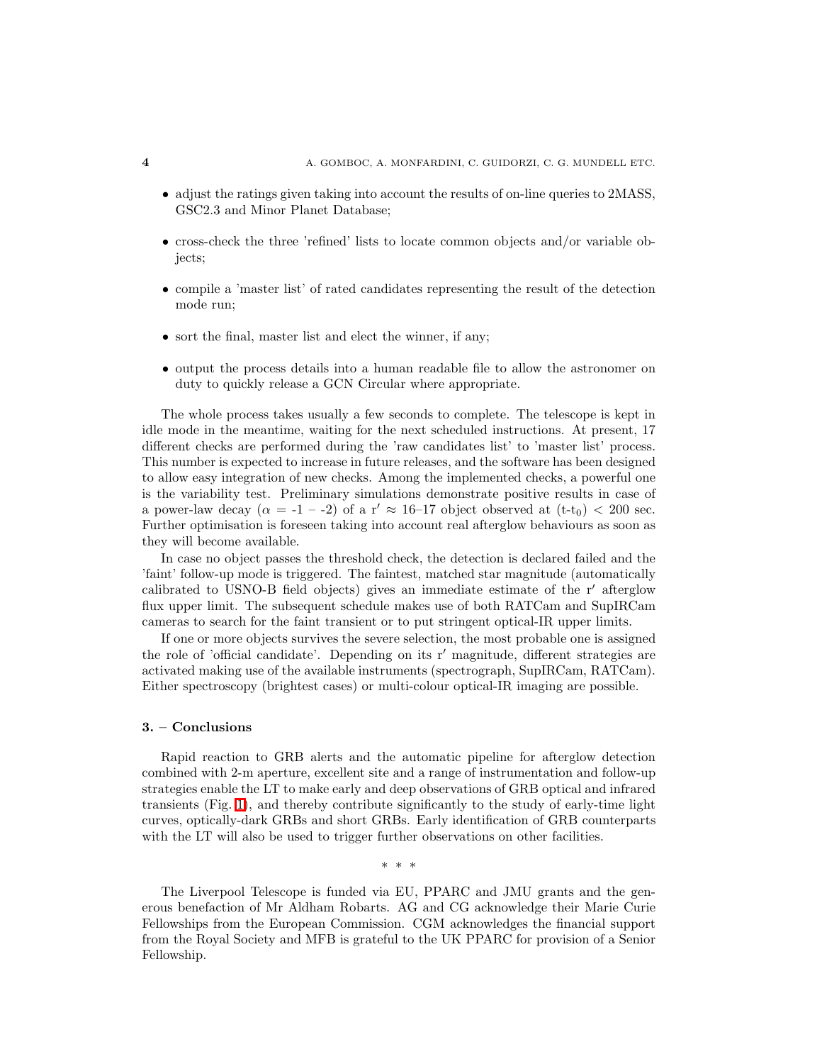- adjust the ratings given taking into account the results of on-line queries to 2MASS, GSC2.3 and Minor Planet Database;
- cross-check the three 'refined' lists to locate common objects and/or variable objects;
- compile a 'master list' of rated candidates representing the result of the detection mode run;
- sort the final, master list and elect the winner, if any;
- output the process details into a human readable file to allow the astronomer on duty to quickly release a GCN Circular where appropriate.

The whole process takes usually a few seconds to complete. The telescope is kept in idle mode in the meantime, waiting for the next scheduled instructions. At present, 17 different checks are performed during the 'raw candidates list' to 'master list' process. This number is expected to increase in future releases, and the software has been designed to allow easy integration of new checks. Among the implemented checks, a powerful one is the variability test. Preliminary simulations demonstrate positive results in case of a power-law decay ($\alpha$ = -1 – -2) of a $r' \approx$ 16–17 object observed at ($t$-$t_0$) < 200 sec. Further optimisation is foreseen taking into account real afterglow behaviours as soon as they will become available.

In case no object passes the threshold check, the detection is declared failed and the 'faint' follow-up mode is triggered. The faintest, matched star magnitude (automatically calibrated to USNO-B field objects) gives an immediate estimate of the $r'$ afterglow flux upper limit. The subsequent schedule makes use of both RATCam and SupIRCam cameras to search for the faint transient or to put stringent optical-IR upper limits.

If one or more objects survives the severe selection, the most probable one is assigned the role of 'official candidate'. Depending on its $r'$ magnitude, different strategies are activated making use of the available instruments (spectrograph, SupIRCam, RATCam). Either spectroscopy (brightest cases) or multi-colour optical-IR imaging are possible.

## 3. – Conclusions

Rapid reaction to GRB alerts and the automatic pipeline for afterglow detection combined with 2-m aperture, excellent site and a range of instrumentation and follow-up strategies enable the LT to make early and deep observations of GRB optical and infrared transients (Fig. 1), and thereby contribute significantly to the study of early-time light curves, optically-dark GRBs and short GRBs. Early identification of GRB counterparts with the LT will also be used to trigger further observations on other facilities.

\* \* \*

The Liverpool Telescope is funded via EU, PPARC and JMU grants and the generous benefaction of Mr Aldham Robarts. AG and CG acknowledge their Marie Curie Fellowships from the European Commission. CGM acknowledges the financial support from the Royal Society and MFB is grateful to the UK PPARC for provision of a Senior Fellowship.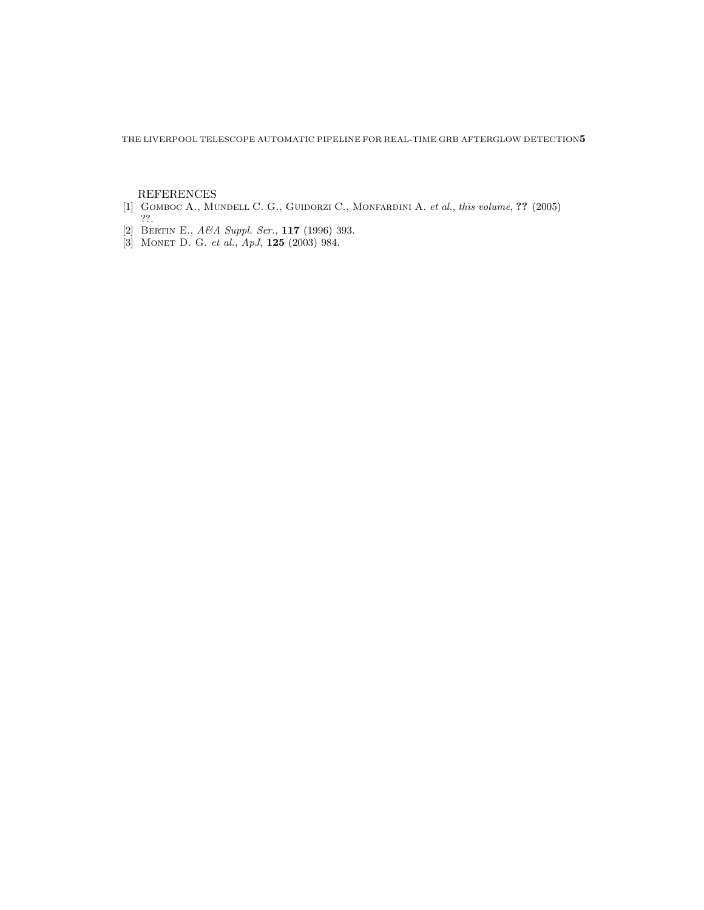## REFERENCES

[1] Gomboc A., Mundell C. G., Guidorzi C., Monfardini A. *et al.*, *this volume*, **??** (2005) ??.

[2] Bertin E., *A&A Suppl. Ser.*, **117** (1996) 393.

[3] Monet D. G. *et al.*, *ApJ*, **125** (2003) 984.